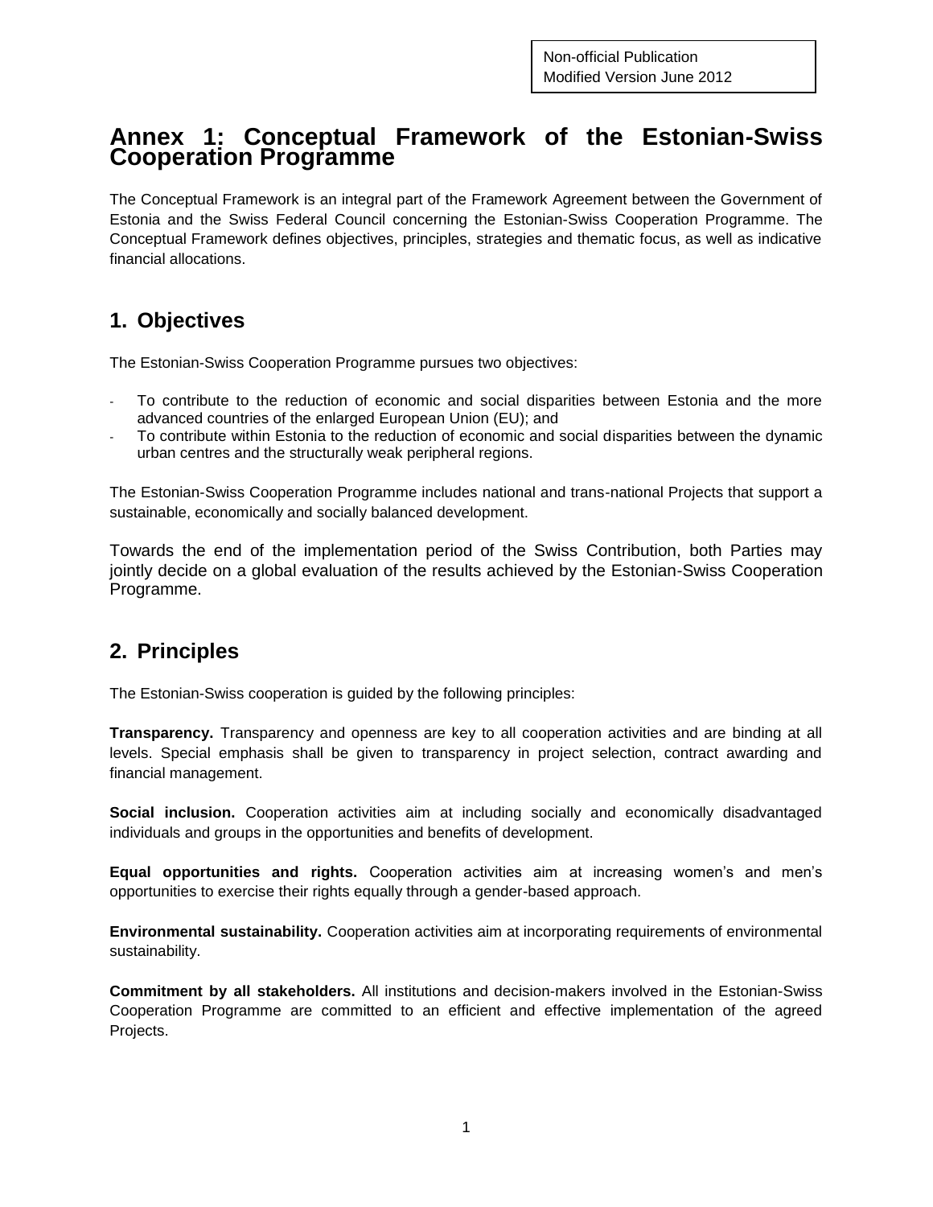Non-official Publication
Modified Version June 2012

# Annex 1: Conceptual Framework of the Estonian-Swiss Cooperation Programme

The Conceptual Framework is an integral part of the Framework Agreement between the Government of Estonia and the Swiss Federal Council concerning the Estonian-Swiss Cooperation Programme. The Conceptual Framework defines objectives, principles, strategies and thematic focus, as well as indicative financial allocations.

## 1. Objectives

The Estonian-Swiss Cooperation Programme pursues two objectives:

- To contribute to the reduction of economic and social disparities between Estonia and the more advanced countries of the enlarged European Union (EU); and
- To contribute within Estonia to the reduction of economic and social disparities between the dynamic urban centres and the structurally weak peripheral regions.

The Estonian-Swiss Cooperation Programme includes national and trans-national Projects that support a sustainable, economically and socially balanced development.

Towards the end of the implementation period of the Swiss Contribution, both Parties may jointly decide on a global evaluation of the results achieved by the Estonian-Swiss Cooperation Programme.

## 2. Principles

The Estonian-Swiss cooperation is guided by the following principles:

**Transparency.** Transparency and openness are key to all cooperation activities and are binding at all levels. Special emphasis shall be given to transparency in project selection, contract awarding and financial management.

**Social inclusion.** Cooperation activities aim at including socially and economically disadvantaged individuals and groups in the opportunities and benefits of development.

**Equal opportunities and rights.** Cooperation activities aim at increasing women's and men's opportunities to exercise their rights equally through a gender-based approach.

**Environmental sustainability.** Cooperation activities aim at incorporating requirements of environmental sustainability.

**Commitment by all stakeholders.** All institutions and decision-makers involved in the Estonian-Swiss Cooperation Programme are committed to an efficient and effective implementation of the agreed Projects.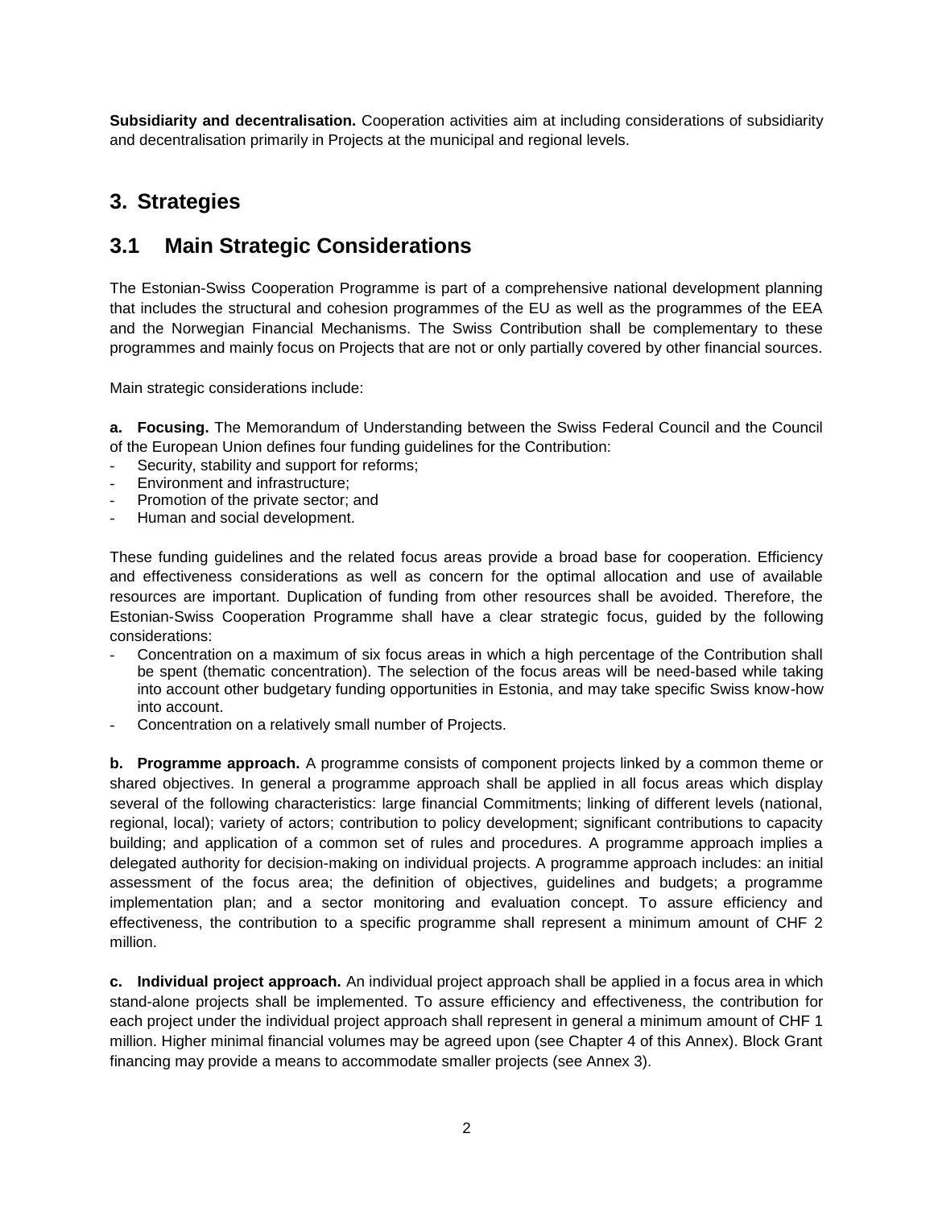**Subsidiarity and decentralisation.** Cooperation activities aim at including considerations of subsidiarity and decentralisation primarily in Projects at the municipal and regional levels.

# 3. Strategies

## 3.1 Main Strategic Considerations

The Estonian-Swiss Cooperation Programme is part of a comprehensive national development planning that includes the structural and cohesion programmes of the EU as well as the programmes of the EEA and the Norwegian Financial Mechanisms. The Swiss Contribution shall be complementary to these programmes and mainly focus on Projects that are not or only partially covered by other financial sources.

Main strategic considerations include:

**a. Focusing.** The Memorandum of Understanding between the Swiss Federal Council and the Council of the European Union defines four funding guidelines for the Contribution:

- Security, stability and support for reforms;
- Environment and infrastructure;
- Promotion of the private sector; and
- Human and social development.

These funding guidelines and the related focus areas provide a broad base for cooperation. Efficiency and effectiveness considerations as well as concern for the optimal allocation and use of available resources are important. Duplication of funding from other resources shall be avoided. Therefore, the Estonian-Swiss Cooperation Programme shall have a clear strategic focus, guided by the following considerations:

- Concentration on a maximum of six focus areas in which a high percentage of the Contribution shall be spent (thematic concentration). The selection of the focus areas will be need-based while taking into account other budgetary funding opportunities in Estonia, and may take specific Swiss know-how into account.
- Concentration on a relatively small number of Projects.

**b. Programme approach.** A programme consists of component projects linked by a common theme or shared objectives. In general a programme approach shall be applied in all focus areas which display several of the following characteristics: large financial Commitments; linking of different levels (national, regional, local); variety of actors; contribution to policy development; significant contributions to capacity building; and application of a common set of rules and procedures. A programme approach implies a delegated authority for decision-making on individual projects. A programme approach includes: an initial assessment of the focus area; the definition of objectives, guidelines and budgets; a programme implementation plan; and a sector monitoring and evaluation concept. To assure efficiency and effectiveness, the contribution to a specific programme shall represent a minimum amount of CHF 2 million.

**c. Individual project approach.** An individual project approach shall be applied in a focus area in which stand-alone projects shall be implemented. To assure efficiency and effectiveness, the contribution for each project under the individual project approach shall represent in general a minimum amount of CHF 1 million. Higher minimal financial volumes may be agreed upon (see Chapter 4 of this Annex). Block Grant financing may provide a means to accommodate smaller projects (see Annex 3).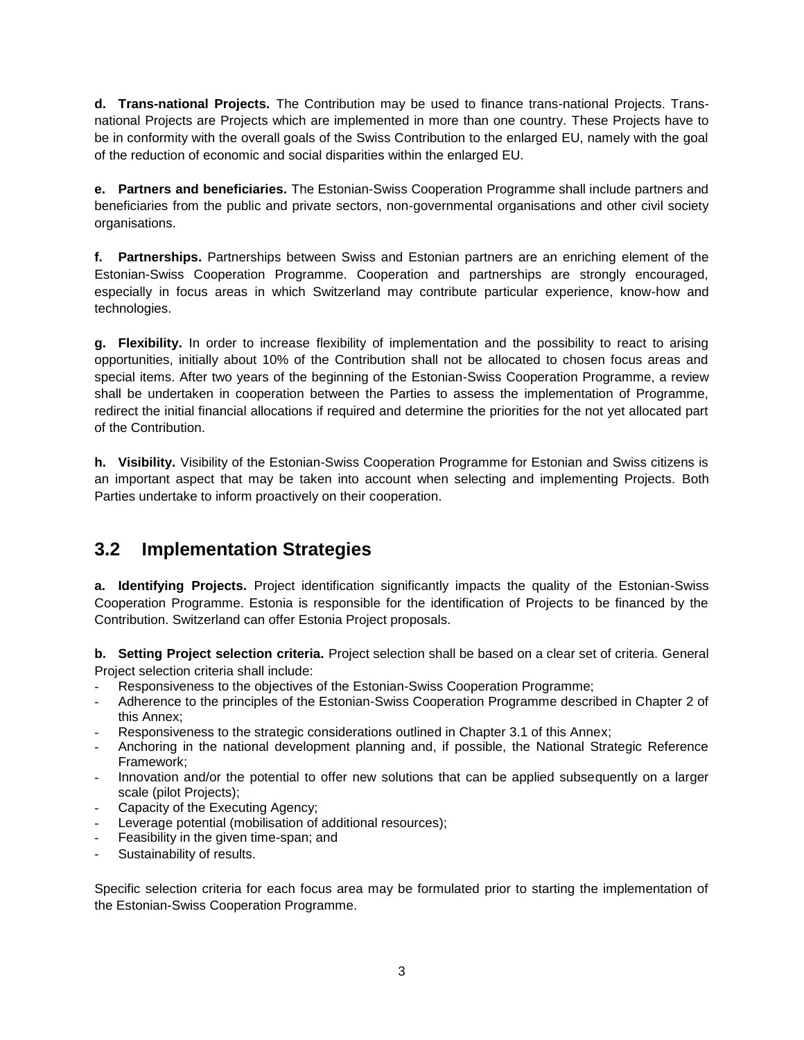**d. Trans-national Projects.** The Contribution may be used to finance trans-national Projects. Trans-national Projects are Projects which are implemented in more than one country. These Projects have to be in conformity with the overall goals of the Swiss Contribution to the enlarged EU, namely with the goal of the reduction of economic and social disparities within the enlarged EU.

**e. Partners and beneficiaries.** The Estonian-Swiss Cooperation Programme shall include partners and beneficiaries from the public and private sectors, non-governmental organisations and other civil society organisations.

**f. Partnerships.** Partnerships between Swiss and Estonian partners are an enriching element of the Estonian-Swiss Cooperation Programme. Cooperation and partnerships are strongly encouraged, especially in focus areas in which Switzerland may contribute particular experience, know-how and technologies.

**g. Flexibility.** In order to increase flexibility of implementation and the possibility to react to arising opportunities, initially about 10% of the Contribution shall not be allocated to chosen focus areas and special items. After two years of the beginning of the Estonian-Swiss Cooperation Programme, a review shall be undertaken in cooperation between the Parties to assess the implementation of Programme, redirect the initial financial allocations if required and determine the priorities for the not yet allocated part of the Contribution.

**h. Visibility.** Visibility of the Estonian-Swiss Cooperation Programme for Estonian and Swiss citizens is an important aspect that may be taken into account when selecting and implementing Projects. Both Parties undertake to inform proactively on their cooperation.

## 3.2 Implementation Strategies

**a. Identifying Projects.** Project identification significantly impacts the quality of the Estonian-Swiss Cooperation Programme. Estonia is responsible for the identification of Projects to be financed by the Contribution. Switzerland can offer Estonia Project proposals.

**b. Setting Project selection criteria.** Project selection shall be based on a clear set of criteria. General Project selection criteria shall include:

- Responsiveness to the objectives of the Estonian-Swiss Cooperation Programme;
- Adherence to the principles of the Estonian-Swiss Cooperation Programme described in Chapter 2 of this Annex;
- Responsiveness to the strategic considerations outlined in Chapter 3.1 of this Annex;
- Anchoring in the national development planning and, if possible, the National Strategic Reference Framework;
- Innovation and/or the potential to offer new solutions that can be applied subsequently on a larger scale (pilot Projects);
- Capacity of the Executing Agency;
- Leverage potential (mobilisation of additional resources);
- Feasibility in the given time-span; and
- Sustainability of results.

Specific selection criteria for each focus area may be formulated prior to starting the implementation of the Estonian-Swiss Cooperation Programme.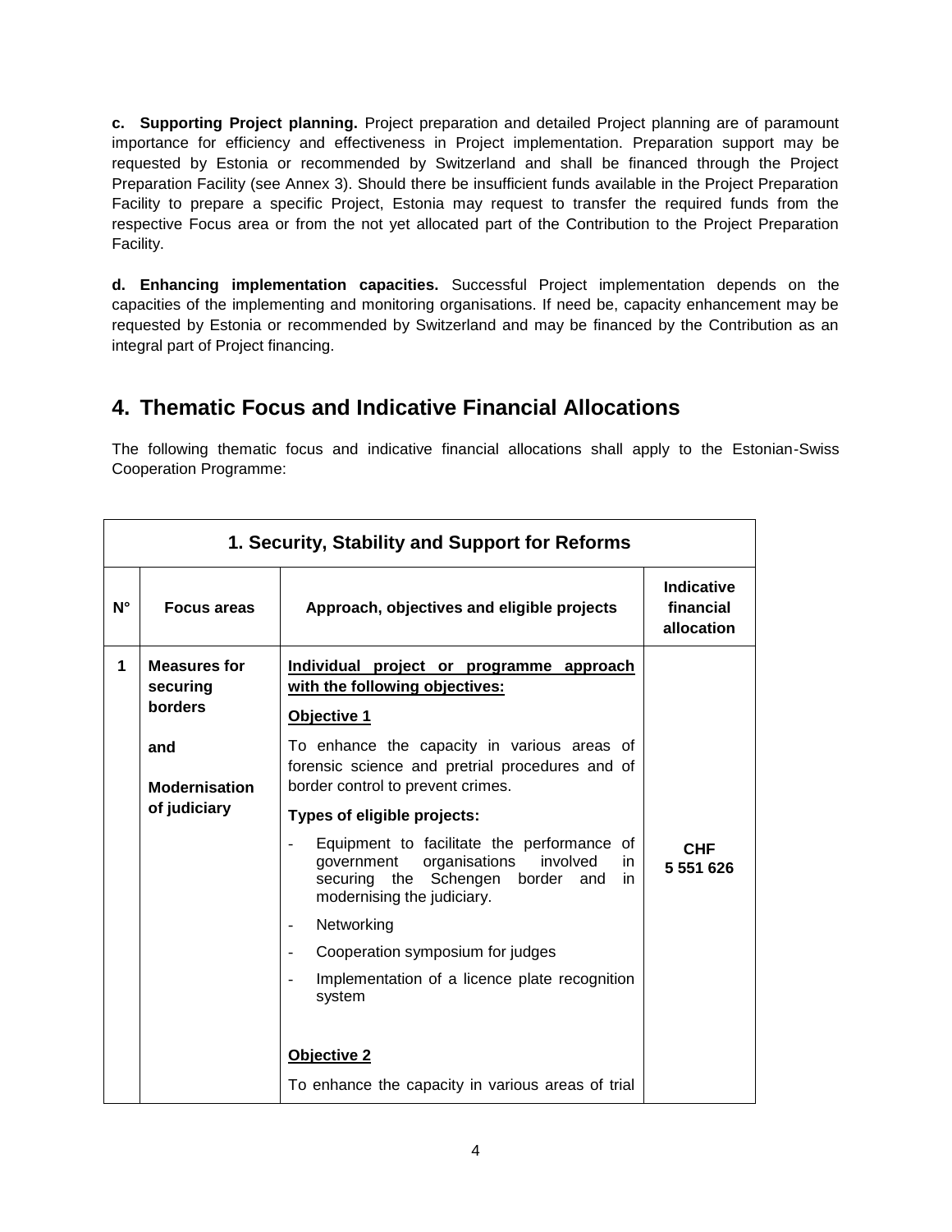**c. Supporting Project planning.** Project preparation and detailed Project planning are of paramount importance for efficiency and effectiveness in Project implementation. Preparation support may be requested by Estonia or recommended by Switzerland and shall be financed through the Project Preparation Facility (see Annex 3). Should there be insufficient funds available in the Project Preparation Facility to prepare a specific Project, Estonia may request to transfer the required funds from the respective Focus area or from the not yet allocated part of the Contribution to the Project Preparation Facility.

**d. Enhancing implementation capacities.** Successful Project implementation depends on the capacities of the implementing and monitoring organisations. If need be, capacity enhancement may be requested by Estonia or recommended by Switzerland and may be financed by the Contribution as an integral part of Project financing.

## 4. Thematic Focus and Indicative Financial Allocations

The following thematic focus and indicative financial allocations shall apply to the Estonian-Swiss Cooperation Programme:

| **1. Security, Stability and Support for Reforms** | | | |
|---|---|---|---|
| **N°** | **Focus areas** | **Approach, objectives and eligible projects** | **Indicative financial allocation** |
| **1** | **Measures for securing borders**<br><br>**and**<br><br>**Modernisation of judiciary** | **Individual project or programme approach with the following objectives:**<br><br>**Objective 1**<br><br>To enhance the capacity in various areas of forensic science and pretrial procedures and of border control to prevent crimes.<br><br>**Types of eligible projects:**<br><br>- Equipment to facilitate the performance of government organisations involved in securing the Schengen border and in modernising the judiciary.<br>- Networking<br>- Cooperation symposium for judges<br>- Implementation of a licence plate recognition system<br><br>**Objective 2**<br><br>To enhance the capacity in various areas of trial | **CHF 5 551 626** |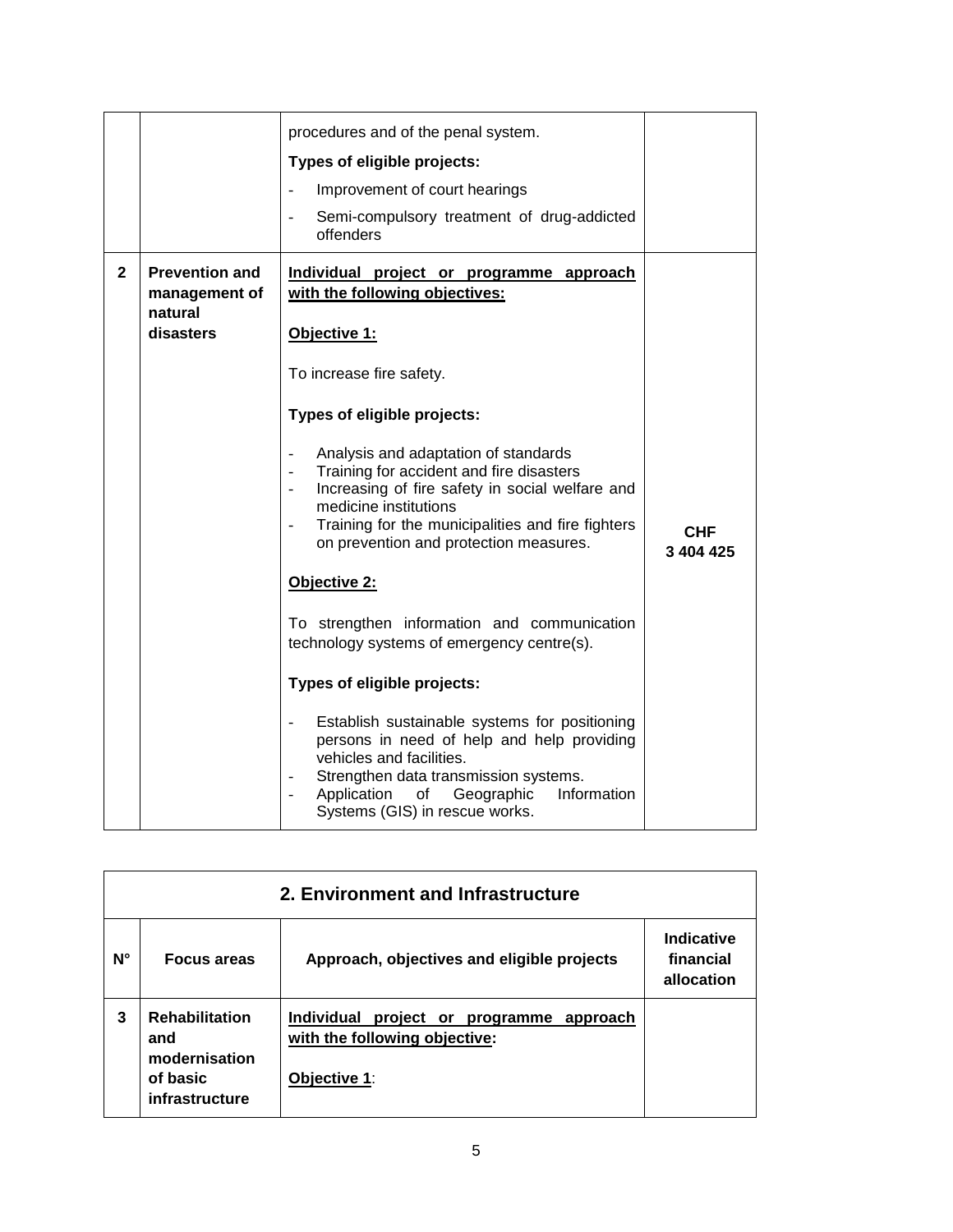| | | | |
|---|---|---|---|
| | | procedures and of the penal system.<br><br>**Types of eligible projects:**<br><br>- Improvement of court hearings<br>- Semi-compulsory treatment of drug-addicted offenders | |
| **2** | **Prevention and management of natural disasters** | **Individual project or programme approach with the following objectives:**<br><br>**Objective 1:**<br><br>To increase fire safety.<br><br>**Types of eligible projects:**<br><br>- Analysis and adaptation of standards<br>- Training for accident and fire disasters<br>- Increasing of fire safety in social welfare and medicine institutions<br>- Training for the municipalities and fire fighters on prevention and protection measures.<br><br>**Objective 2:**<br><br>To strengthen information and communication technology systems of emergency centre(s).<br><br>**Types of eligible projects:**<br><br>- Establish sustainable systems for positioning persons in need of help and help providing vehicles and facilities.<br>- Strengthen data transmission systems.<br>- Application of Geographic Information Systems (GIS) in rescue works. | **CHF 3 404 425** |

| **2. Environment and Infrastructure** | | | |
|---|---|---|---|
| **N°** | **Focus areas** | **Approach, objectives and eligible projects** | **Indicative financial allocation** |
| **3** | **Rehabilitation and modernisation of basic infrastructure** | **Individual project or programme approach with the following objective:**<br><br>**Objective 1**: | |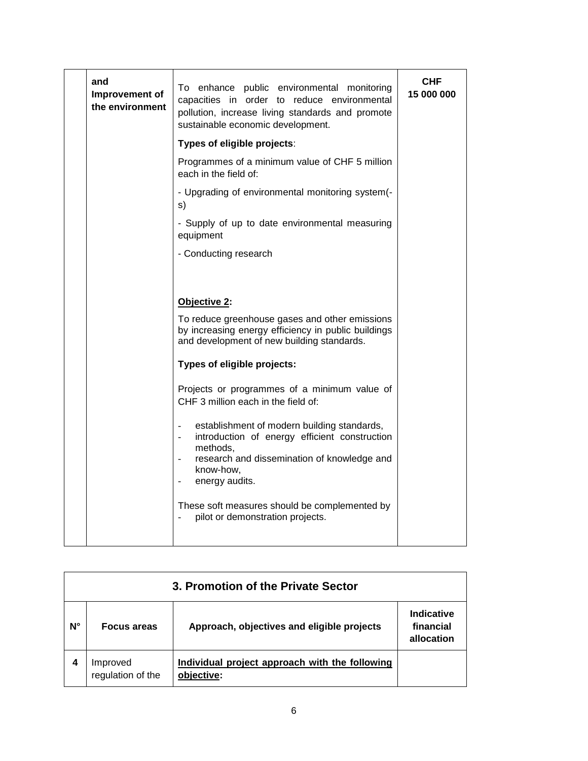| | | | |
|---|---|---|---|
| | and Improvement of the environment | To enhance public environmental monitoring capacities in order to reduce environmental pollution, increase living standards and promote sustainable economic development.<br><br>**Types of eligible projects**:<br><br>Programmes of a minimum value of CHF 5 million each in the field of:<br><br>- Upgrading of environmental monitoring system(-s)<br><br>- Supply of up to date environmental measuring equipment<br><br>- Conducting research<br><br>**Objective 2:**<br><br>To reduce greenhouse gases and other emissions by increasing energy efficiency in public buildings and development of new building standards.<br><br>**Types of eligible projects:**<br><br>Projects or programmes of a minimum value of CHF 3 million each in the field of:<br><br>- establishment of modern building standards,<br>- introduction of energy efficient construction methods,<br>- research and dissemination of knowledge and know-how,<br>- energy audits.<br><br>These soft measures should be complemented by<br>- pilot or demonstration projects. | **CHF 15 000 000** |

| **3. Promotion of the Private Sector** | | | |
|---|---|---|---|
| **N°** | **Focus areas** | **Approach, objectives and eligible projects** | **Indicative financial allocation** |
| **4** | Improved regulation of the | **Individual project approach with the following objective:** | |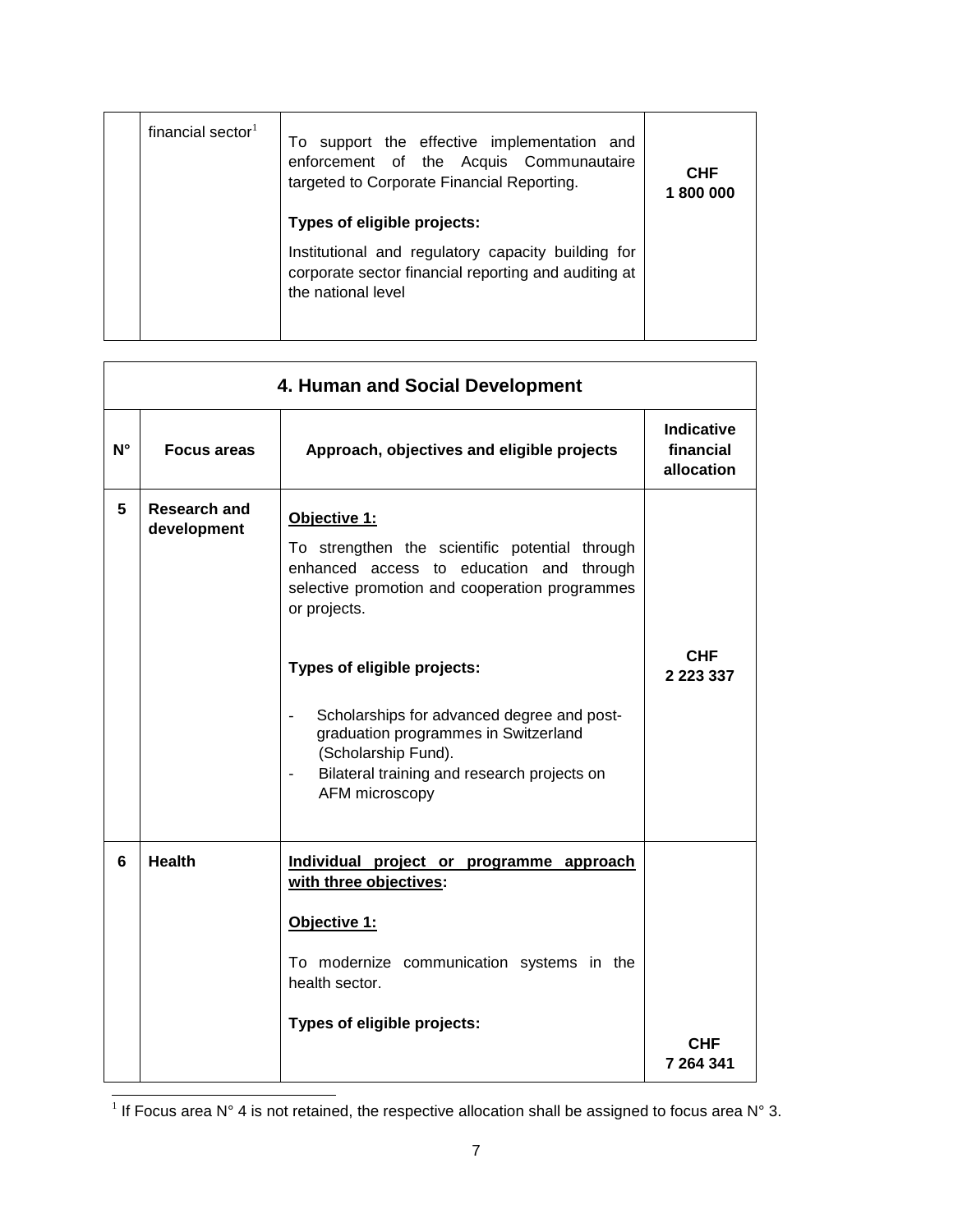| | financial sector[1] | To support the effective implementation and enforcement of the Acquis Communautaire targeted to Corporate Financial Reporting.<br><br>**Types of eligible projects:**<br><br>Institutional and regulatory capacity building for corporate sector financial reporting and auditing at the national level | **CHF 1 800 000** |
|---|---|---|---|

| **4. Human and Social Development** | | | |
|---|---|---|---|
| **N°** | **Focus areas** | **Approach, objectives and eligible projects** | **Indicative financial allocation** |
| **5** | **Research and development** | **<u>Objective 1:</u>**<br><br>To strengthen the scientific potential through enhanced access to education and through selective promotion and cooperation programmes or projects.<br><br>**Types of eligible projects:**<br><br>- Scholarships for advanced degree and post-graduation programmes in Switzerland (Scholarship Fund).<br>- Bilateral training and research projects on AFM microscopy | **CHF 2 223 337** |
| **6** | **Health** | **<u>Individual project or programme approach with three objectives</u>:**<br><br>**<u>Objective 1:</u>**<br><br>To modernize communication systems in the health sector.<br><br>**Types of eligible projects:** | **CHF 7 264 341** |

[1] If Focus area N° 4 is not retained, the respective allocation shall be assigned to focus area N° 3.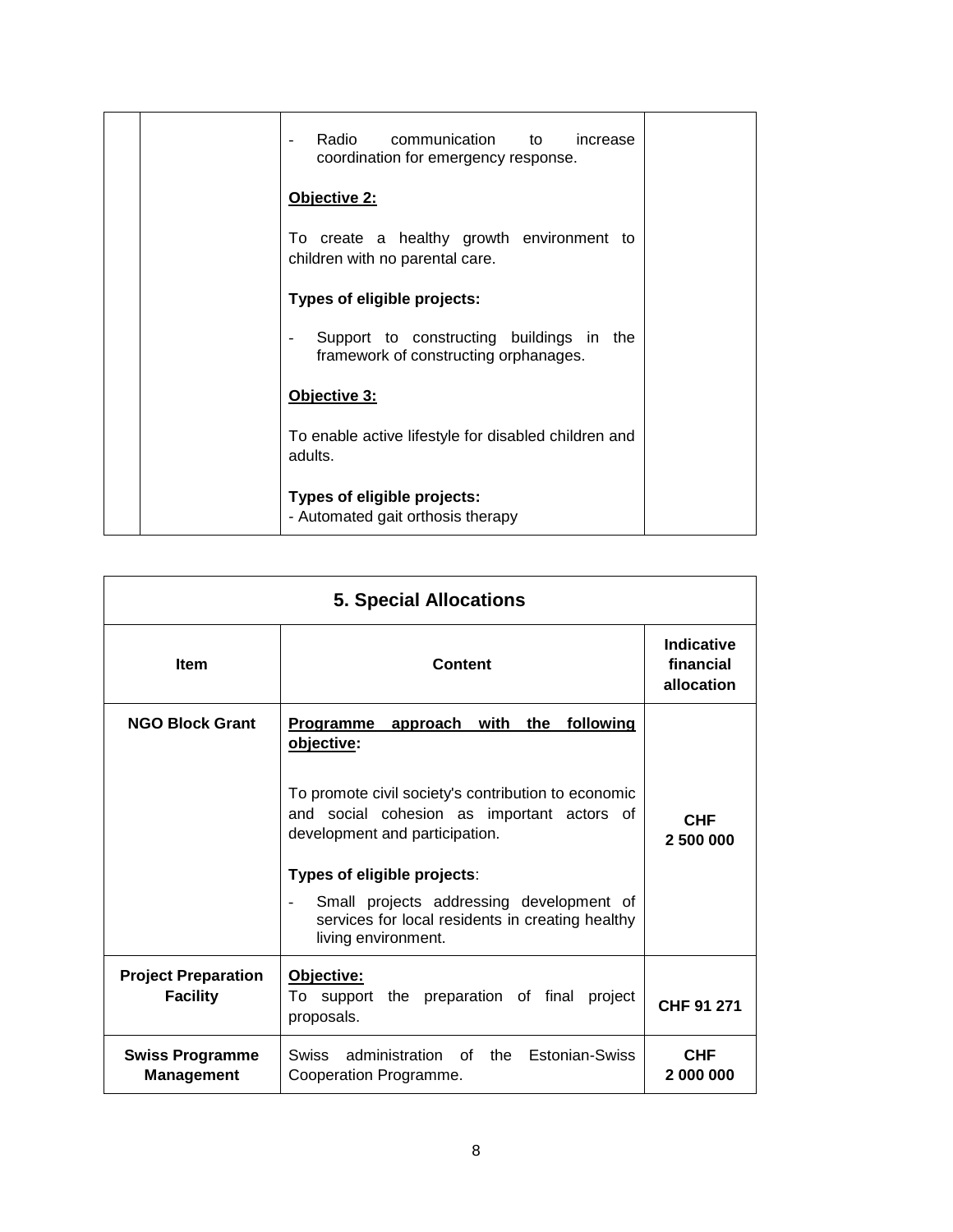| | | Content | |
|---|---|---|---|
| | | - Radio communication to increase coordination for emergency response.<br><br>**Objective 2:**<br><br>To create a healthy growth environment to children with no parental care.<br><br>**Types of eligible projects:**<br><br>- Support to constructing buildings in the framework of constructing orphanages.<br><br>**Objective 3:**<br><br>To enable active lifestyle for disabled children and adults.<br><br>**Types of eligible projects:**<br>- Automated gait orthosis therapy | |

| 5. Special Allocations | | |
|---|---|---|
| **Item** | **Content** | **Indicative financial allocation** |
| **NGO Block Grant** | **Programme approach with the following objective:**<br><br>To promote civil society's contribution to economic and social cohesion as important actors of development and participation.<br><br>**Types of eligible projects**:<br><br>- Small projects addressing development of services for local residents in creating healthy living environment. | **CHF 2 500 000** |
| **Project Preparation Facility** | **Objective:**<br>To support the preparation of final project proposals. | **CHF 91 271** |
| **Swiss Programme Management** | Swiss administration of the Estonian-Swiss Cooperation Programme. | **CHF 2 000 000** |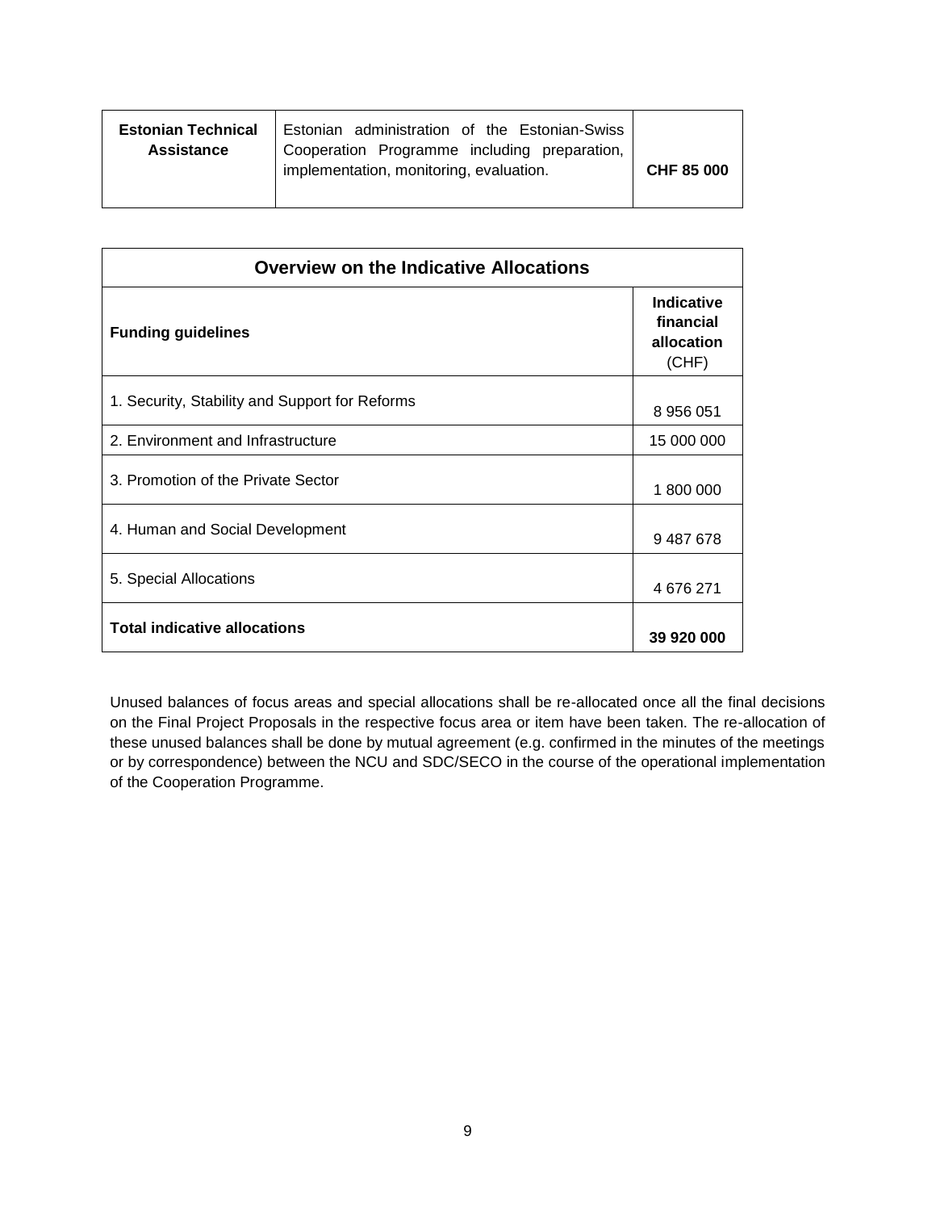| | | |
|---|---|---|
| **Estonian Technical Assistance** | Estonian administration of the Estonian-Swiss Cooperation Programme including preparation, implementation, monitoring, evaluation. | **CHF 85 000** |

| **Overview on the Indicative Allocations** | |
|---|---|
| **Funding guidelines** | **Indicative financial allocation** (CHF) |
| 1. Security, Stability and Support for Reforms | 8 956 051 |
| 2. Environment and Infrastructure | 15 000 000 |
| 3. Promotion of the Private Sector | 1 800 000 |
| 4. Human and Social Development | 9 487 678 |
| 5. Special Allocations | 4 676 271 |
| **Total indicative allocations** | **39 920 000** |

Unused balances of focus areas and special allocations shall be re-allocated once all the final decisions on the Final Project Proposals in the respective focus area or item have been taken. The re-allocation of these unused balances shall be done by mutual agreement (e.g. confirmed in the minutes of the meetings or by correspondence) between the NCU and SDC/SECO in the course of the operational implementation of the Cooperation Programme.